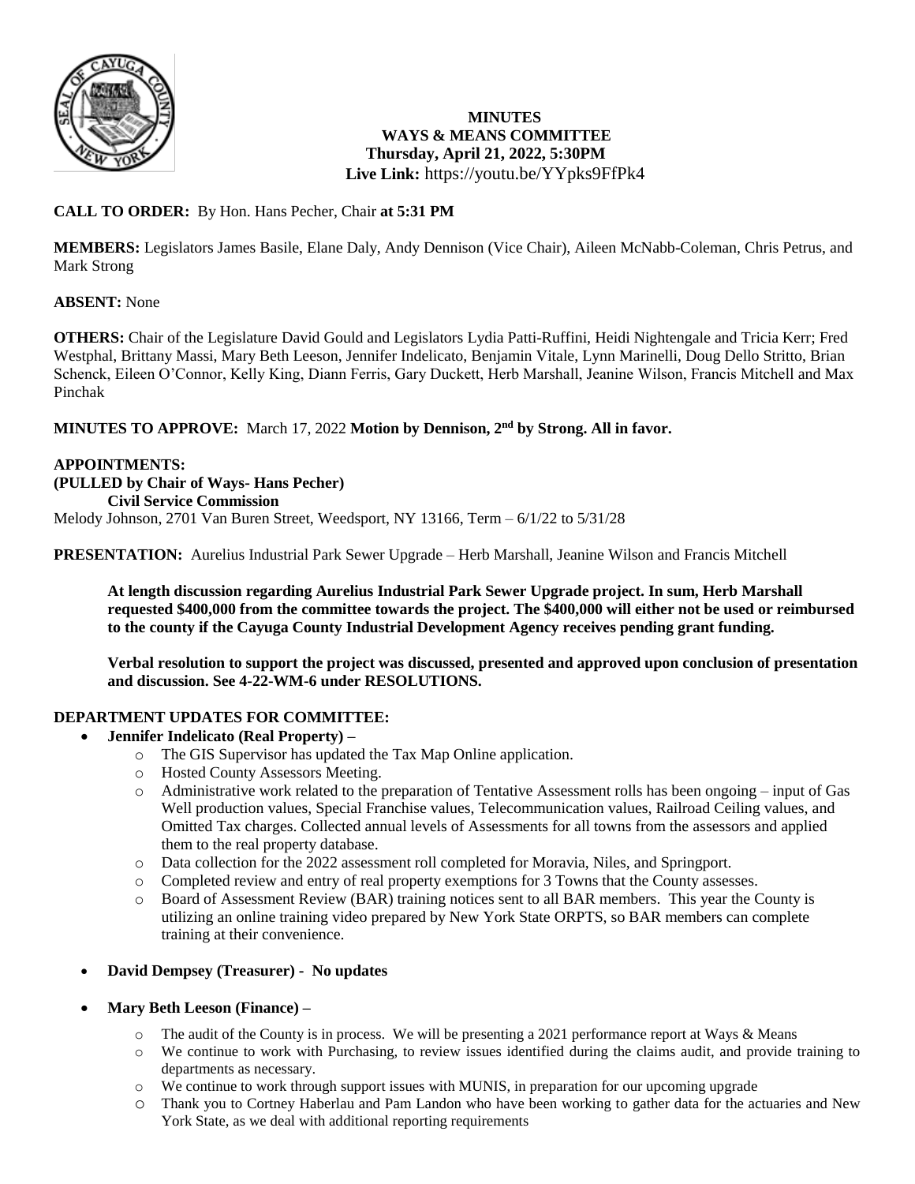**MINUTES**
**WAYS & MEANS COMMITTEE**
**Thursday, April 21, 2022, 5:30PM**
**Live Link:** https://youtu.be/YYpks9FfPk4

**CALL TO ORDER:** By Hon. Hans Pecher, Chair **at 5:31 PM**

**MEMBERS:** Legislators James Basile, Elane Daly, Andy Dennison (Vice Chair), Aileen McNabb-Coleman, Chris Petrus, and Mark Strong

**ABSENT:** None

**OTHERS:** Chair of the Legislature David Gould and Legislators Lydia Patti-Ruffini, Heidi Nightengale and Tricia Kerr; Fred Westphal, Brittany Massi, Mary Beth Leeson, Jennifer Indelicato, Benjamin Vitale, Lynn Marinelli, Doug Dello Stritto, Brian Schenck, Eileen O'Connor, Kelly King, Diann Ferris, Gary Duckett, Herb Marshall, Jeanine Wilson, Francis Mitchell and Max Pinchak

**MINUTES TO APPROVE:** March 17, 2022 **Motion by Dennison, 2nd by Strong. All in favor.**

**APPOINTMENTS:**
**(PULLED by Chair of Ways- Hans Pecher)**
**Civil Service Commission**
Melody Johnson, 2701 Van Buren Street, Weedsport, NY 13166, Term – 6/1/22 to 5/31/28

**PRESENTATION:** Aurelius Industrial Park Sewer Upgrade – Herb Marshall, Jeanine Wilson and Francis Mitchell

**At length discussion regarding Aurelius Industrial Park Sewer Upgrade project. In sum, Herb Marshall requested $400,000 from the committee towards the project. The $400,000 will either not be used or reimbursed to the county if the Cayuga County Industrial Development Agency receives pending grant funding.**

**Verbal resolution to support the project was discussed, presented and approved upon conclusion of presentation and discussion. See 4-22-WM-6 under RESOLUTIONS.**

**DEPARTMENT UPDATES FOR COMMITTEE:**

- **Jennifer Indelicato (Real Property) –**
  - The GIS Supervisor has updated the Tax Map Online application.
  - Hosted County Assessors Meeting.
  - Administrative work related to the preparation of Tentative Assessment rolls has been ongoing – input of Gas Well production values, Special Franchise values, Telecommunication values, Railroad Ceiling values, and Omitted Tax charges. Collected annual levels of Assessments for all towns from the assessors and applied them to the real property database.
  - Data collection for the 2022 assessment roll completed for Moravia, Niles, and Springport.
  - Completed review and entry of real property exemptions for 3 Towns that the County assesses.
  - Board of Assessment Review (BAR) training notices sent to all BAR members. This year the County is utilizing an online training video prepared by New York State ORPTS, so BAR members can complete training at their convenience.

- **David Dempsey (Treasurer) - No updates**

- **Mary Beth Leeson (Finance) –**
  - The audit of the County is in process. We will be presenting a 2021 performance report at Ways & Means
  - We continue to work with Purchasing, to review issues identified during the claims audit, and provide training to departments as necessary.
  - We continue to work through support issues with MUNIS, in preparation for our upcoming upgrade
  - Thank you to Cortney Haberlau and Pam Landon who have been working to gather data for the actuaries and New York State, as we deal with additional reporting requirements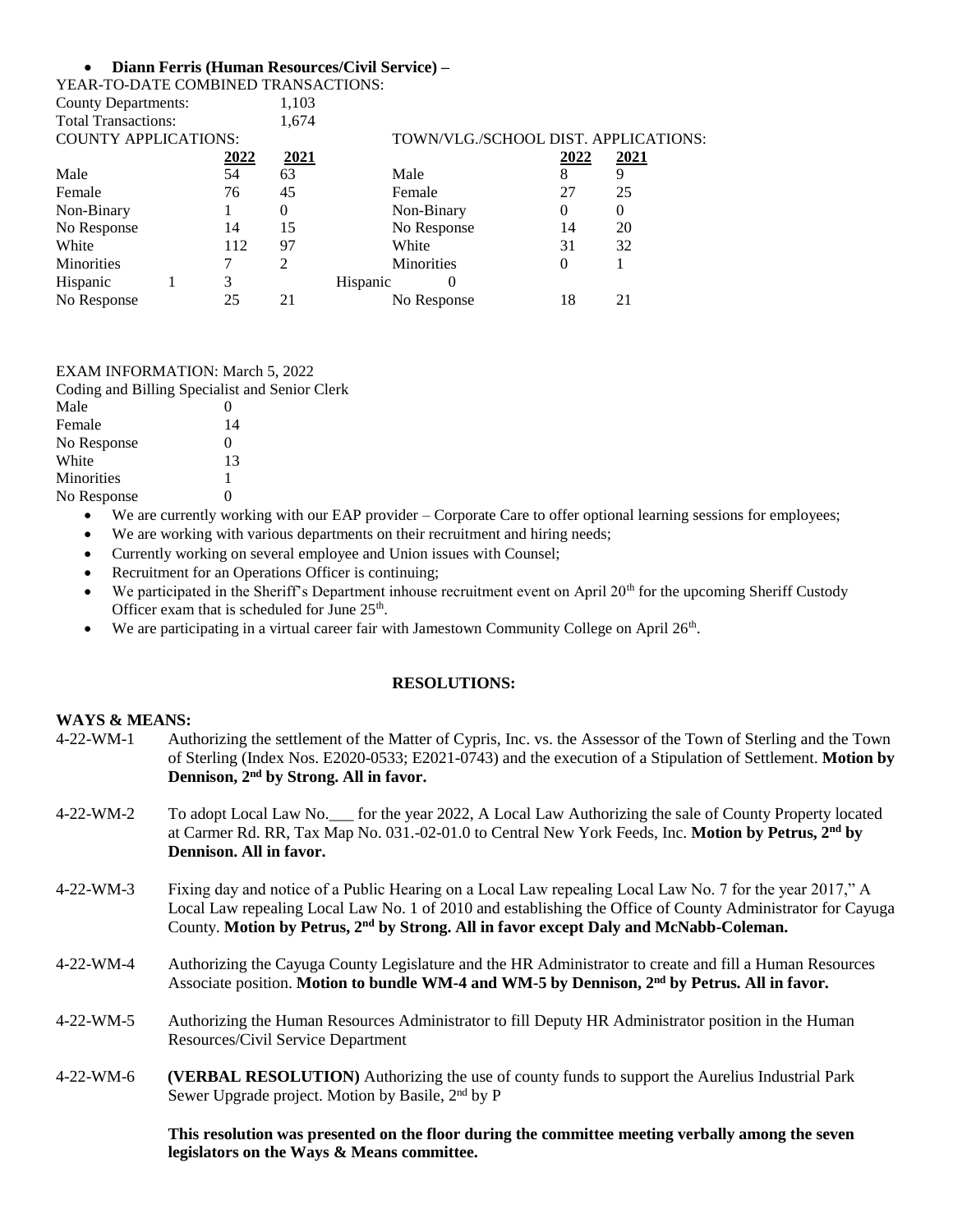- **Diann Ferris (Human Resources/Civil Service) –**

YEAR-TO-DATE COMBINED TRANSACTIONS:

| | |
|---|---|
| County Departments: | 1,103 |
| Total Transactions: | 1,674 |

| COUNTY APPLICATIONS: | 2022 | 2021 | TOWN/VLG./SCHOOL DIST. APPLICATIONS: | 2022 | 2021 |
|---|---|---|---|---|---|
| Male | 54 | 63 | Male | 8 | 9 |
| Female | 76 | 45 | Female | 27 | 25 |
| Non-Binary | 1 | 0 | Non-Binary | 0 | 0 |
| No Response | 14 | 15 | No Response | 14 | 20 |
| White | 112 | 97 | White | 31 | 32 |
| Minorities | 7 | 2 | Minorities | 0 | 1 |
| Hispanic | 1 | 3 | Hispanic | 0 | |
| No Response | 25 | 21 | No Response | 18 | 21 |

EXAM INFORMATION: March 5, 2022

Coding and Billing Specialist and Senior Clerk

| | |
|---|---|
| Male | 0 |
| Female | 14 |
| No Response | 0 |
| White | 13 |
| Minorities | 1 |
| No Response | 0 |

- We are currently working with our EAP provider – Corporate Care to offer optional learning sessions for employees;
- We are working with various departments on their recruitment and hiring needs;
- Currently working on several employee and Union issues with Counsel;
- Recruitment for an Operations Officer is continuing;
- We participated in the Sheriff's Department inhouse recruitment event on April 20th for the upcoming Sheriff Custody Officer exam that is scheduled for June 25th.
- We are participating in a virtual career fair with Jamestown Community College on April 26th.

**RESOLUTIONS:**

**WAYS & MEANS:**

4-22-WM-1 Authorizing the settlement of the Matter of Cypris, Inc. vs. the Assessor of the Town of Sterling and the Town of Sterling (Index Nos. E2020-0533; E2021-0743) and the execution of a Stipulation of Settlement. **Motion by Dennison, 2nd by Strong. All in favor.**

4-22-WM-2 To adopt Local Law No.___ for the year 2022, A Local Law Authorizing the sale of County Property located at Carmer Rd. RR, Tax Map No. 031.-02-01.0 to Central New York Feeds, Inc. **Motion by Petrus, 2nd by Dennison. All in favor.**

4-22-WM-3 Fixing day and notice of a Public Hearing on a Local Law repealing Local Law No. 7 for the year 2017," A Local Law repealing Local Law No. 1 of 2010 and establishing the Office of County Administrator for Cayuga County. **Motion by Petrus, 2nd by Strong. All in favor except Daly and McNabb-Coleman.**

4-22-WM-4 Authorizing the Cayuga County Legislature and the HR Administrator to create and fill a Human Resources Associate position. **Motion to bundle WM-4 and WM-5 by Dennison, 2nd by Petrus. All in favor.**

4-22-WM-5 Authorizing the Human Resources Administrator to fill Deputy HR Administrator position in the Human Resources/Civil Service Department

4-22-WM-6 **(VERBAL RESOLUTION)** Authorizing the use of county funds to support the Aurelius Industrial Park Sewer Upgrade project. Motion by Basile, 2nd by P

**This resolution was presented on the floor during the committee meeting verbally among the seven legislators on the Ways & Means committee.**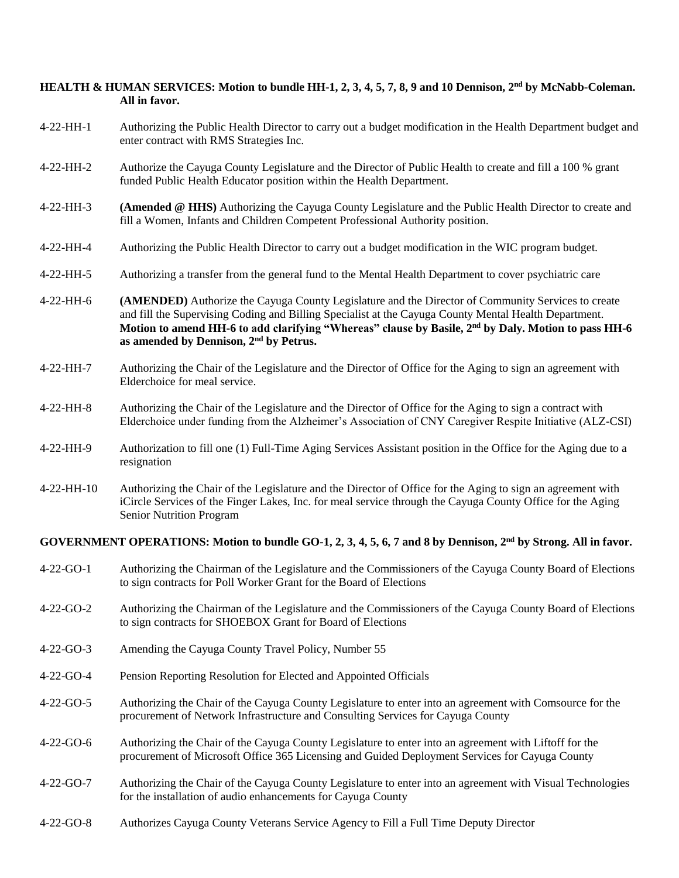**HEALTH & HUMAN SERVICES: Motion to bundle HH-1, 2, 3, 4, 5, 7, 8, 9 and 10 Dennison, 2nd by McNabb-Coleman. All in favor.**

4-22-HH-1 Authorizing the Public Health Director to carry out a budget modification in the Health Department budget and enter contract with RMS Strategies Inc.

4-22-HH-2 Authorize the Cayuga County Legislature and the Director of Public Health to create and fill a 100 % grant funded Public Health Educator position within the Health Department.

4-22-HH-3 **(Amended @ HHS)** Authorizing the Cayuga County Legislature and the Public Health Director to create and fill a Women, Infants and Children Competent Professional Authority position.

4-22-HH-4 Authorizing the Public Health Director to carry out a budget modification in the WIC program budget.

4-22-HH-5 Authorizing a transfer from the general fund to the Mental Health Department to cover psychiatric care

4-22-HH-6 **(AMENDED)** Authorize the Cayuga County Legislature and the Director of Community Services to create and fill the Supervising Coding and Billing Specialist at the Cayuga County Mental Health Department. **Motion to amend HH-6 to add clarifying "Whereas" clause by Basile, 2nd by Daly. Motion to pass HH-6 as amended by Dennison, 2nd by Petrus.**

4-22-HH-7 Authorizing the Chair of the Legislature and the Director of Office for the Aging to sign an agreement with Elderchoice for meal service.

4-22-HH-8 Authorizing the Chair of the Legislature and the Director of Office for the Aging to sign a contract with Elderchoice under funding from the Alzheimer's Association of CNY Caregiver Respite Initiative (ALZ-CSI)

4-22-HH-9 Authorization to fill one (1) Full-Time Aging Services Assistant position in the Office for the Aging due to a resignation

4-22-HH-10 Authorizing the Chair of the Legislature and the Director of Office for the Aging to sign an agreement with iCircle Services of the Finger Lakes, Inc. for meal service through the Cayuga County Office for the Aging Senior Nutrition Program

**GOVERNMENT OPERATIONS: Motion to bundle GO-1, 2, 3, 4, 5, 6, 7 and 8 by Dennison, 2nd by Strong. All in favor.**

4-22-GO-1 Authorizing the Chairman of the Legislature and the Commissioners of the Cayuga County Board of Elections to sign contracts for Poll Worker Grant for the Board of Elections

4-22-GO-2 Authorizing the Chairman of the Legislature and the Commissioners of the Cayuga County Board of Elections to sign contracts for SHOEBOX Grant for Board of Elections

4-22-GO-3 Amending the Cayuga County Travel Policy, Number 55

4-22-GO-4 Pension Reporting Resolution for Elected and Appointed Officials

4-22-GO-5 Authorizing the Chair of the Cayuga County Legislature to enter into an agreement with Comsource for the procurement of Network Infrastructure and Consulting Services for Cayuga County

4-22-GO-6 Authorizing the Chair of the Cayuga County Legislature to enter into an agreement with Liftoff for the procurement of Microsoft Office 365 Licensing and Guided Deployment Services for Cayuga County

4-22-GO-7 Authorizing the Chair of the Cayuga County Legislature to enter into an agreement with Visual Technologies for the installation of audio enhancements for Cayuga County

4-22-GO-8 Authorizes Cayuga County Veterans Service Agency to Fill a Full Time Deputy Director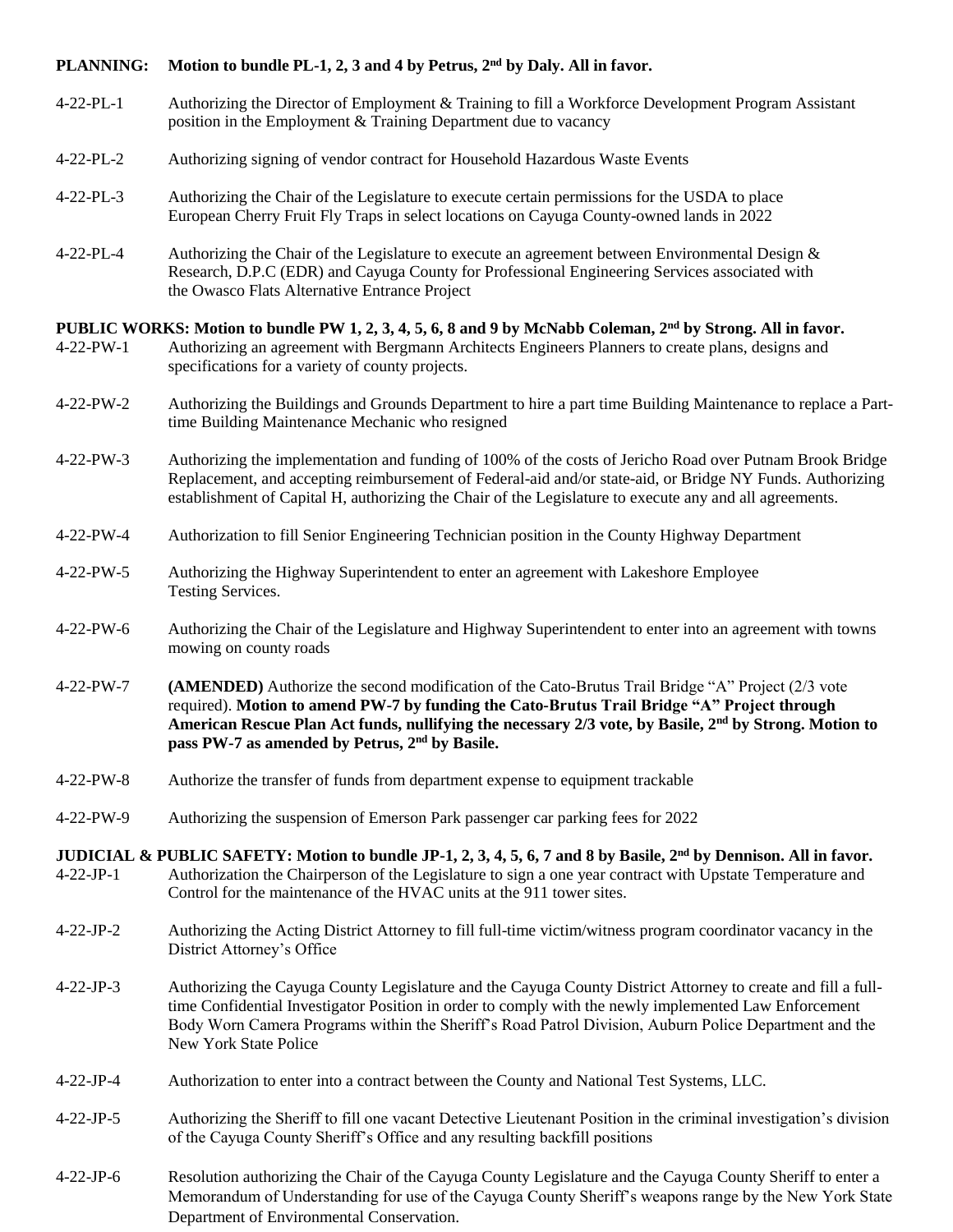**PLANNING: Motion to bundle PL-1, 2, 3 and 4 by Petrus, 2nd by Daly. All in favor.**

4-22-PL-1 Authorizing the Director of Employment & Training to fill a Workforce Development Program Assistant position in the Employment & Training Department due to vacancy

4-22-PL-2 Authorizing signing of vendor contract for Household Hazardous Waste Events

4-22-PL-3 Authorizing the Chair of the Legislature to execute certain permissions for the USDA to place European Cherry Fruit Fly Traps in select locations on Cayuga County-owned lands in 2022

4-22-PL-4 Authorizing the Chair of the Legislature to execute an agreement between Environmental Design & Research, D.P.C (EDR) and Cayuga County for Professional Engineering Services associated with the Owasco Flats Alternative Entrance Project

**PUBLIC WORKS: Motion to bundle PW 1, 2, 3, 4, 5, 6, 8 and 9 by McNabb Coleman, 2nd by Strong. All in favor.**

4-22-PW-1 Authorizing an agreement with Bergmann Architects Engineers Planners to create plans, designs and specifications for a variety of county projects.

4-22-PW-2 Authorizing the Buildings and Grounds Department to hire a part time Building Maintenance to replace a Part-time Building Maintenance Mechanic who resigned

4-22-PW-3 Authorizing the implementation and funding of 100% of the costs of Jericho Road over Putnam Brook Bridge Replacement, and accepting reimbursement of Federal-aid and/or state-aid, or Bridge NY Funds. Authorizing establishment of Capital H, authorizing the Chair of the Legislature to execute any and all agreements.

4-22-PW-4 Authorization to fill Senior Engineering Technician position in the County Highway Department

4-22-PW-5 Authorizing the Highway Superintendent to enter an agreement with Lakeshore Employee Testing Services.

4-22-PW-6 Authorizing the Chair of the Legislature and Highway Superintendent to enter into an agreement with towns mowing on county roads

4-22-PW-7 **(AMENDED)** Authorize the second modification of the Cato-Brutus Trail Bridge "A" Project (2/3 vote required). **Motion to amend PW-7 by funding the Cato-Brutus Trail Bridge "A" Project through American Rescue Plan Act funds, nullifying the necessary 2/3 vote, by Basile, 2nd by Strong. Motion to pass PW-7 as amended by Petrus, 2nd by Basile.**

4-22-PW-8 Authorize the transfer of funds from department expense to equipment trackable

4-22-PW-9 Authorizing the suspension of Emerson Park passenger car parking fees for 2022

**JUDICIAL & PUBLIC SAFETY: Motion to bundle JP-1, 2, 3, 4, 5, 6, 7 and 8 by Basile, 2nd by Dennison. All in favor.**

4-22-JP-1 Authorization the Chairperson of the Legislature to sign a one year contract with Upstate Temperature and Control for the maintenance of the HVAC units at the 911 tower sites.

4-22-JP-2 Authorizing the Acting District Attorney to fill full-time victim/witness program coordinator vacancy in the District Attorney's Office

4-22-JP-3 Authorizing the Cayuga County Legislature and the Cayuga County District Attorney to create and fill a full-time Confidential Investigator Position in order to comply with the newly implemented Law Enforcement Body Worn Camera Programs within the Sheriff's Road Patrol Division, Auburn Police Department and the New York State Police

4-22-JP-4 Authorization to enter into a contract between the County and National Test Systems, LLC.

4-22-JP-5 Authorizing the Sheriff to fill one vacant Detective Lieutenant Position in the criminal investigation's division of the Cayuga County Sheriff's Office and any resulting backfill positions

4-22-JP-6 Resolution authorizing the Chair of the Cayuga County Legislature and the Cayuga County Sheriff to enter a Memorandum of Understanding for use of the Cayuga County Sheriff's weapons range by the New York State Department of Environmental Conservation.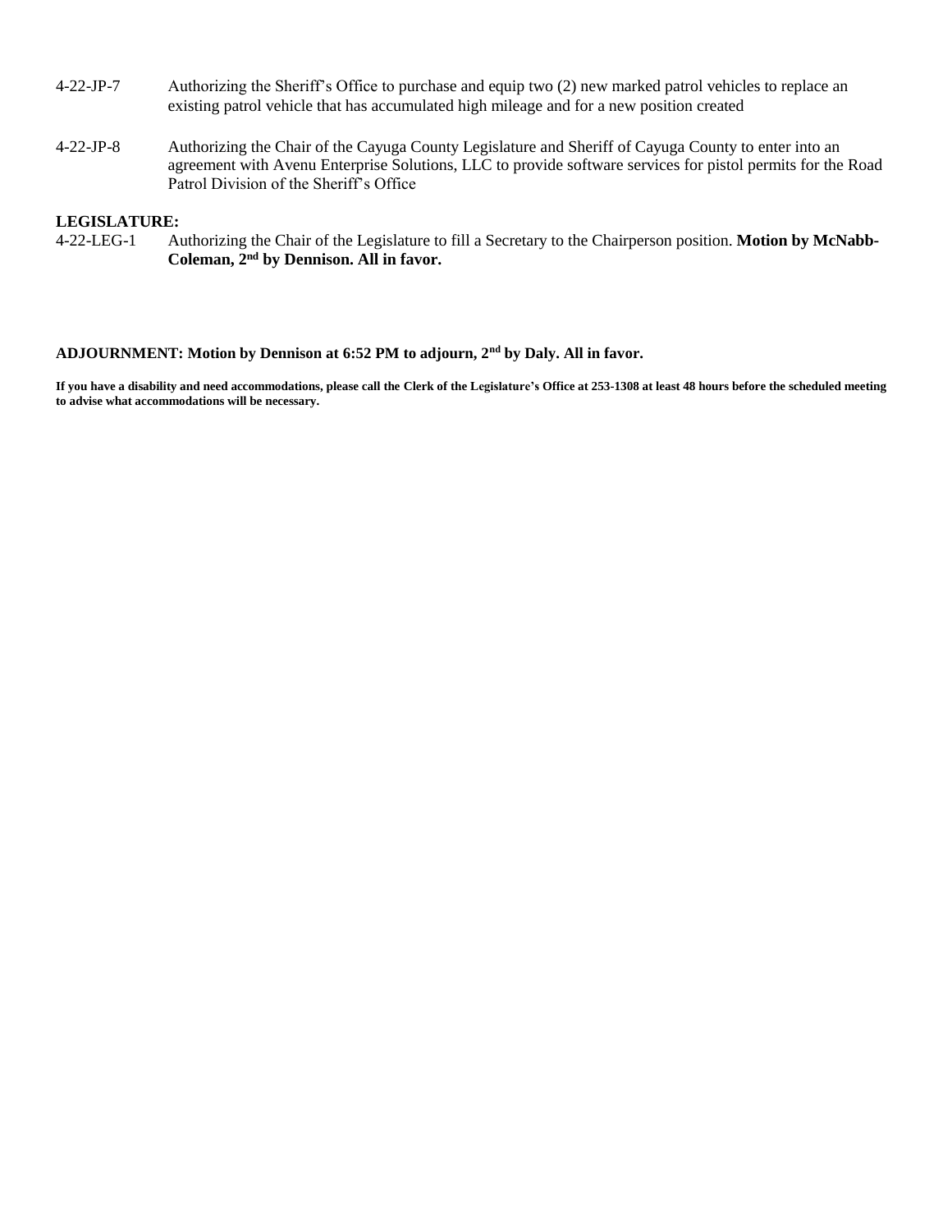4-22-JP-7 Authorizing the Sheriff's Office to purchase and equip two (2) new marked patrol vehicles to replace an existing patrol vehicle that has accumulated high mileage and for a new position created

4-22-JP-8 Authorizing the Chair of the Cayuga County Legislature and Sheriff of Cayuga County to enter into an agreement with Avenu Enterprise Solutions, LLC to provide software services for pistol permits for the Road Patrol Division of the Sheriff's Office

**LEGISLATURE:**

4-22-LEG-1 Authorizing the Chair of the Legislature to fill a Secretary to the Chairperson position. **Motion by McNabb-Coleman, 2nd by Dennison. All in favor.**

**ADJOURNMENT: Motion by Dennison at 6:52 PM to adjourn, 2nd by Daly. All in favor.**

**If you have a disability and need accommodations, please call the Clerk of the Legislature's Office at 253-1308 at least 48 hours before the scheduled meeting to advise what accommodations will be necessary.**